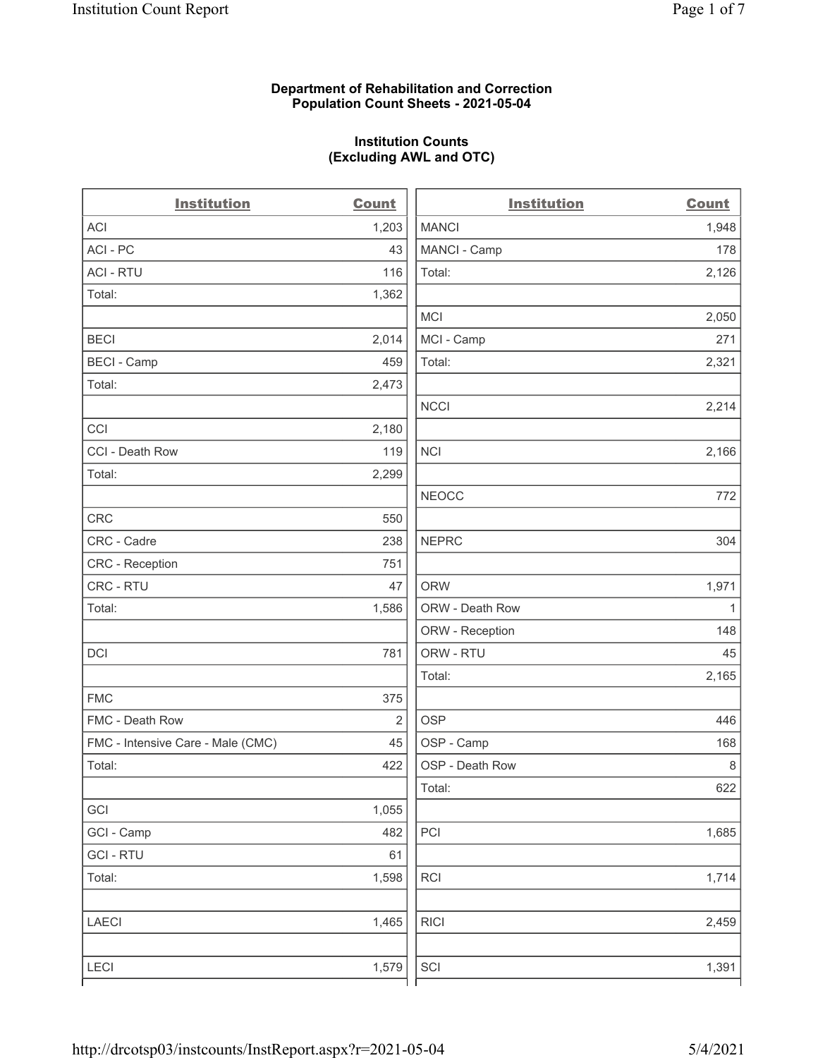**Department of Rehabilitation and Correction**
**Population Count Sheets - 2021-05-04**

**Institution Counts**
**(Excluding AWL and OTC)**

| Institution | Count |
|---|---|
| ACI | 1,203 |
| ACI - PC | 43 |
| ACI - RTU | 116 |
| Total: | 1,362 |
| | |
| BECI | 2,014 |
| BECI - Camp | 459 |
| Total: | 2,473 |
| | |
| CCI | 2,180 |
| CCI - Death Row | 119 |
| Total: | 2,299 |
| | |
| CRC | 550 |
| CRC - Cadre | 238 |
| CRC - Reception | 751 |
| CRC - RTU | 47 |
| Total: | 1,586 |
| | |
| DCI | 781 |
| | |
| FMC | 375 |
| FMC - Death Row | 2 |
| FMC - Intensive Care - Male (CMC) | 45 |
| Total: | 422 |
| | |
| GCI | 1,055 |
| GCI - Camp | 482 |
| GCI - RTU | 61 |
| Total: | 1,598 |
| | |
| LAECI | 1,465 |
| | |
| LECI | 1,579 |
| MANCI | 1,948 |
| MANCI - Camp | 178 |
| Total: | 2,126 |
| | |
| MCI | 2,050 |
| MCI - Camp | 271 |
| Total: | 2,321 |
| | |
| NCCI | 2,214 |
| | |
| NCI | 2,166 |
| | |
| NEOCC | 772 |
| | |
| NEPRC | 304 |
| | |
| ORW | 1,971 |
| ORW - Death Row | 1 |
| ORW - Reception | 148 |
| ORW - RTU | 45 |
| Total: | 2,165 |
| | |
| OSP | 446 |
| OSP - Camp | 168 |
| OSP - Death Row | 8 |
| Total: | 622 |
| | |
| PCI | 1,685 |
| | |
| RCI | 1,714 |
| | |
| RICI | 2,459 |
| | |
| SCI | 1,391 |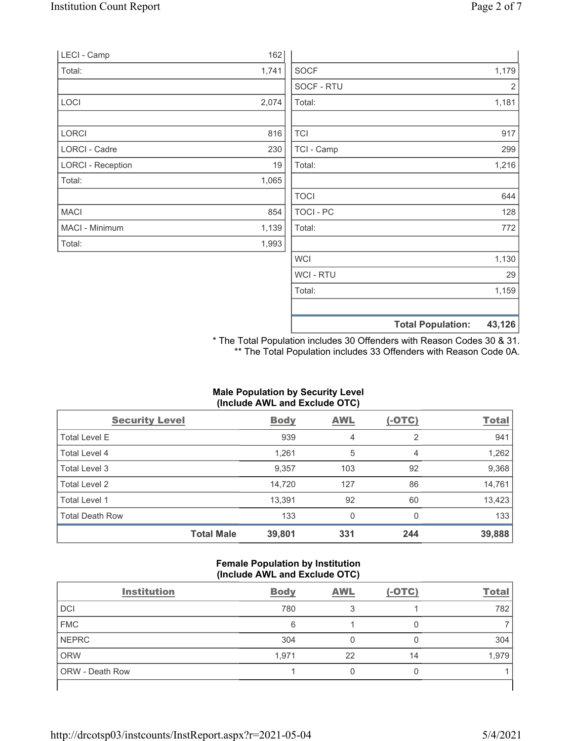| | |
|---|---|
| LECI - Camp | 162 |
| Total: | 1,741 |
| | |
| LOCI | 2,074 |
| | |
| LORCI | 816 |
| LORCI - Cadre | 230 |
| LORCI - Reception | 19 |
| Total: | 1,065 |
| | |
| MACI | 854 |
| MACI - Minimum | 1,139 |
| Total: | 1,993 |

| | |
|---|---|
| SOCF | 1,179 |
| SOCF - RTU | 2 |
| Total: | 1,181 |
| | |
| TCI | 917 |
| TCI - Camp | 299 |
| Total: | 1,216 |
| | |
| TOCI | 644 |
| TOCI - PC | 128 |
| Total: | 772 |
| | |
| WCI | 1,130 |
| WCI - RTU | 29 |
| Total: | 1,159 |
| | |
| **Total Population:** | **43,126** |

\* The Total Population includes 30 Offenders with Reason Codes 30 & 31.
\*\* The Total Population includes 33 Offenders with Reason Code 0A.

### Male Population by Security Level (Include AWL and Exclude OTC)

| Security Level | Body | AWL | (-OTC) | Total |
|---|---|---|---|---|
| Total Level E | 939 | 4 | 2 | 941 |
| Total Level 4 | 1,261 | 5 | 4 | 1,262 |
| Total Level 3 | 9,357 | 103 | 92 | 9,368 |
| Total Level 2 | 14,720 | 127 | 86 | 14,761 |
| Total Level 1 | 13,391 | 92 | 60 | 13,423 |
| Total Death Row | 133 | 0 | 0 | 133 |
| **Total Male** | **39,801** | **331** | **244** | **39,888** |

### Female Population by Institution (Include AWL and Exclude OTC)

| Institution | Body | AWL | (-OTC) | Total |
|---|---|---|---|---|
| DCI | 780 | 3 | 1 | 782 |
| FMC | 6 | 1 | 0 | 7 |
| NEPRC | 304 | 0 | 0 | 304 |
| ORW | 1,971 | 22 | 14 | 1,979 |
| ORW - Death Row | 1 | 0 | 0 | 1 |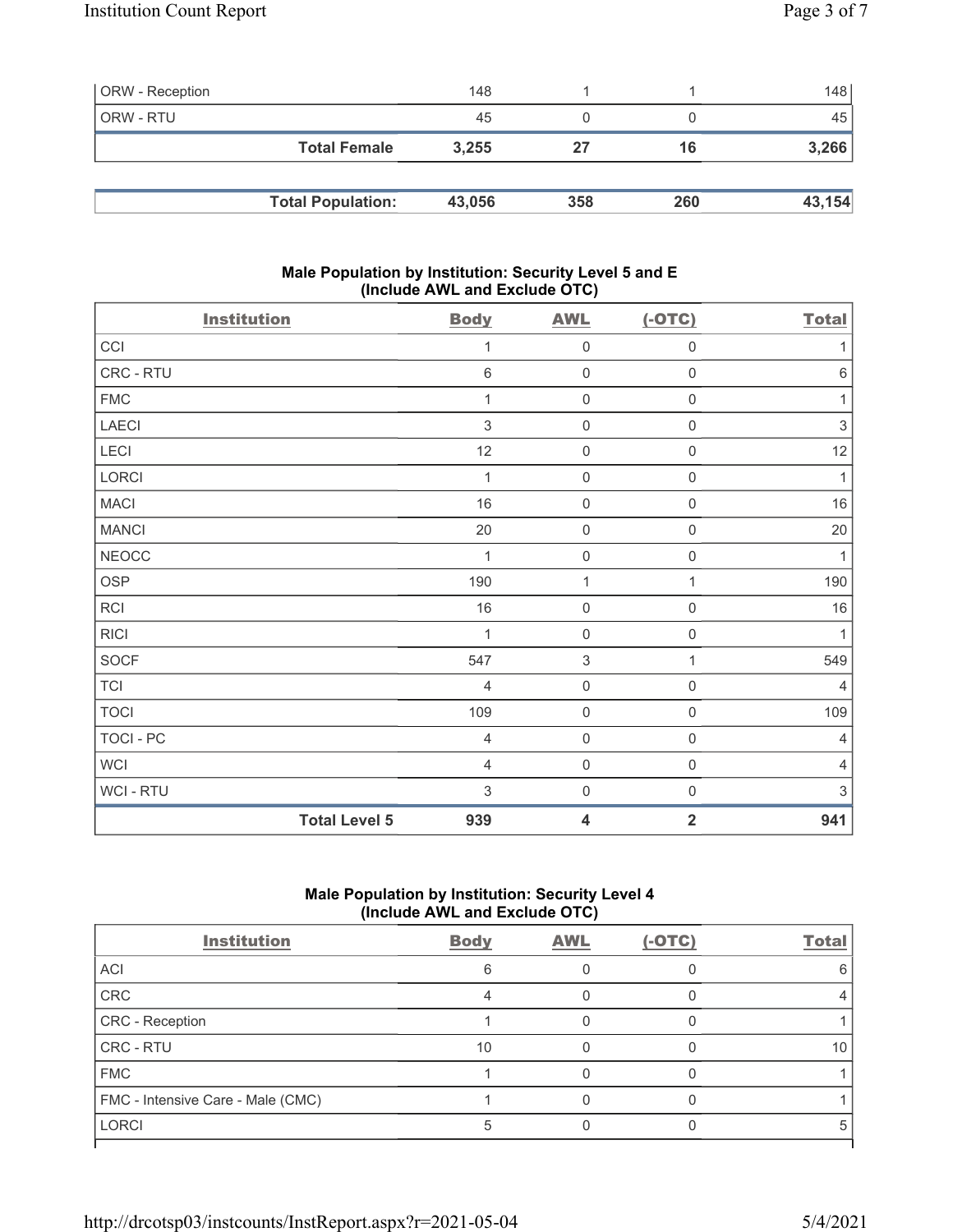| | | | | |
|---|---|---|---|---|
| ORW - Reception | 148 | 1 | 1 | 148 |
| ORW - RTU | 45 | 0 | 0 | 45 |
| **Total Female** | **3,255** | **27** | **16** | **3,266** |

| | | | | |
|---|---|---|---|---|
| **Total Population:** | **43,056** | **358** | **260** | **43,154** |

### Male Population by Institution: Security Level 5 and E (Include AWL and Exclude OTC)

| Institution | Body | AWL | (-OTC) | Total |
|---|---|---|---|---|
| CCI | 1 | 0 | 0 | 1 |
| CRC - RTU | 6 | 0 | 0 | 6 |
| FMC | 1 | 0 | 0 | 1 |
| LAECI | 3 | 0 | 0 | 3 |
| LECI | 12 | 0 | 0 | 12 |
| LORCI | 1 | 0 | 0 | 1 |
| MACI | 16 | 0 | 0 | 16 |
| MANCI | 20 | 0 | 0 | 20 |
| NEOCC | 1 | 0 | 0 | 1 |
| OSP | 190 | 1 | 1 | 190 |
| RCI | 16 | 0 | 0 | 16 |
| RICI | 1 | 0 | 0 | 1 |
| SOCF | 547 | 3 | 1 | 549 |
| TCI | 4 | 0 | 0 | 4 |
| TOCI | 109 | 0 | 0 | 109 |
| TOCI - PC | 4 | 0 | 0 | 4 |
| WCI | 4 | 0 | 0 | 4 |
| WCI - RTU | 3 | 0 | 0 | 3 |
| **Total Level 5** | **939** | **4** | **2** | **941** |

### Male Population by Institution: Security Level 4 (Include AWL and Exclude OTC)

| Institution | Body | AWL | (-OTC) | Total |
|---|---|---|---|---|
| ACI | 6 | 0 | 0 | 6 |
| CRC | 4 | 0 | 0 | 4 |
| CRC - Reception | 1 | 0 | 0 | 1 |
| CRC - RTU | 10 | 0 | 0 | 10 |
| FMC | 1 | 0 | 0 | 1 |
| FMC - Intensive Care - Male (CMC) | 1 | 0 | 0 | 1 |
| LORCI | 5 | 0 | 0 | 5 |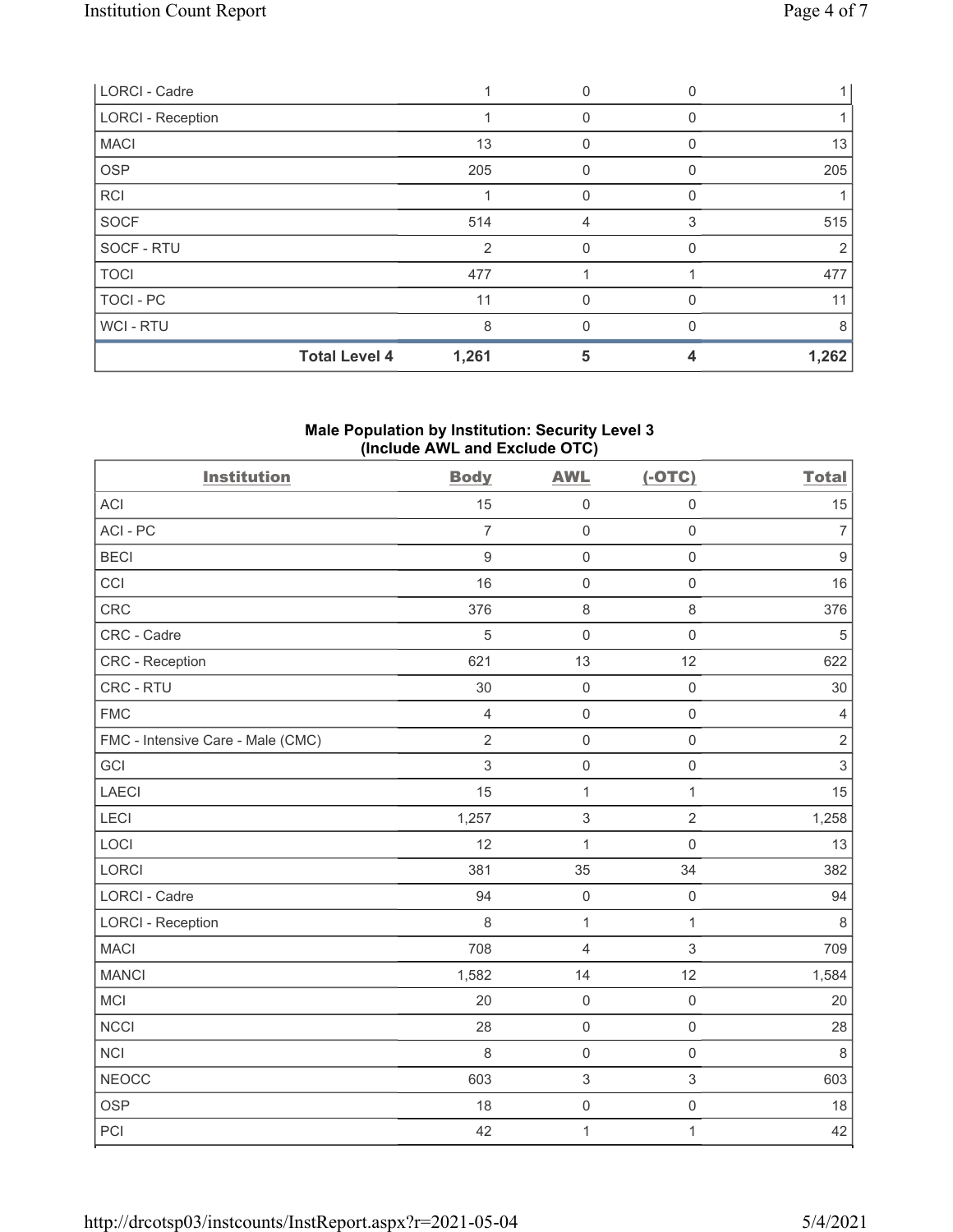| | | | | |
|---|---|---|---|---|
| LORCI - Cadre | 1 | 0 | 0 | 1 |
| LORCI - Reception | 1 | 0 | 0 | 1 |
| MACI | 13 | 0 | 0 | 13 |
| OSP | 205 | 0 | 0 | 205 |
| RCI | 1 | 0 | 0 | 1 |
| SOCF | 514 | 4 | 3 | 515 |
| SOCF - RTU | 2 | 0 | 0 | 2 |
| TOCI | 477 | 1 | 1 | 477 |
| TOCI - PC | 11 | 0 | 0 | 11 |
| WCI - RTU | 8 | 0 | 0 | 8 |
| **Total Level 4** | **1,261** | **5** | **4** | **1,262** |

### Male Population by Institution: Security Level 3 (Include AWL and Exclude OTC)

| Institution | Body | AWL | (-OTC) | Total |
|---|---|---|---|---|
| ACI | 15 | 0 | 0 | 15 |
| ACI - PC | 7 | 0 | 0 | 7 |
| BECI | 9 | 0 | 0 | 9 |
| CCI | 16 | 0 | 0 | 16 |
| CRC | 376 | 8 | 8 | 376 |
| CRC - Cadre | 5 | 0 | 0 | 5 |
| CRC - Reception | 621 | 13 | 12 | 622 |
| CRC - RTU | 30 | 0 | 0 | 30 |
| FMC | 4 | 0 | 0 | 4 |
| FMC - Intensive Care - Male (CMC) | 2 | 0 | 0 | 2 |
| GCI | 3 | 0 | 0 | 3 |
| LAECI | 15 | 1 | 1 | 15 |
| LECI | 1,257 | 3 | 2 | 1,258 |
| LOCI | 12 | 1 | 0 | 13 |
| LORCI | 381 | 35 | 34 | 382 |
| LORCI - Cadre | 94 | 0 | 0 | 94 |
| LORCI - Reception | 8 | 1 | 1 | 8 |
| MACI | 708 | 4 | 3 | 709 |
| MANCI | 1,582 | 14 | 12 | 1,584 |
| MCI | 20 | 0 | 0 | 20 |
| NCCI | 28 | 0 | 0 | 28 |
| NCI | 8 | 0 | 0 | 8 |
| NEOCC | 603 | 3 | 3 | 603 |
| OSP | 18 | 0 | 0 | 18 |
| PCI | 42 | 1 | 1 | 42 |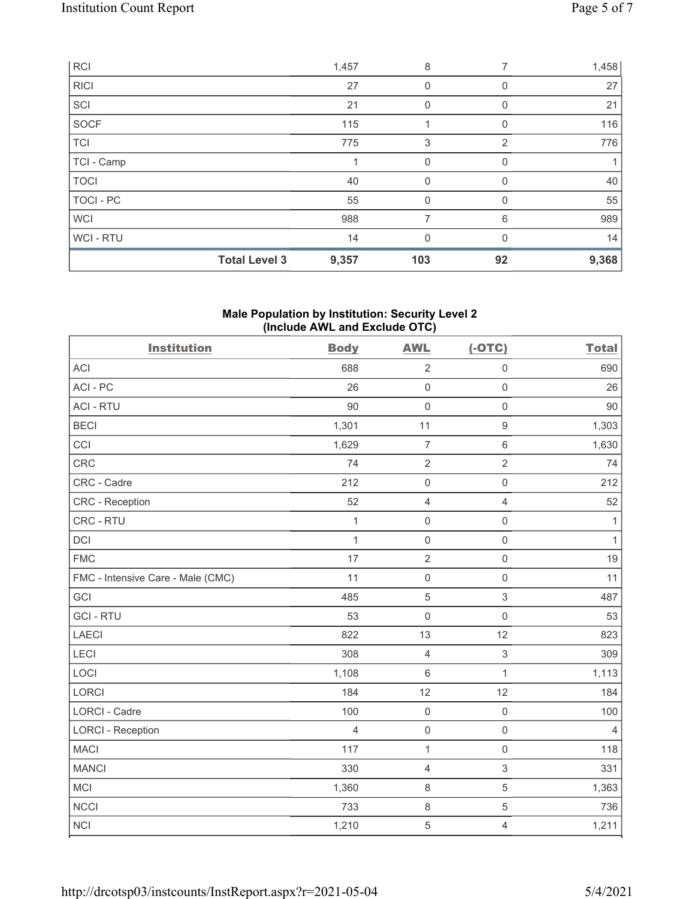| | | | | |
|---|---|---|---|---|
| RCI | 1,457 | 8 | 7 | 1,458 |
| RICI | 27 | 0 | 0 | 27 |
| SCI | 21 | 0 | 0 | 21 |
| SOCF | 115 | 1 | 0 | 116 |
| TCI | 775 | 3 | 2 | 776 |
| TCI - Camp | 1 | 0 | 0 | 1 |
| TOCI | 40 | 0 | 0 | 40 |
| TOCI - PC | 55 | 0 | 0 | 55 |
| WCI | 988 | 7 | 6 | 989 |
| WCI - RTU | 14 | 0 | 0 | 14 |
| **Total Level 3** | **9,357** | **103** | **92** | **9,368** |

**Male Population by Institution: Security Level 2 (Include AWL and Exclude OTC)**

| Institution | Body | AWL | (-OTC) | Total |
|---|---|---|---|---|
| ACI | 688 | 2 | 0 | 690 |
| ACI - PC | 26 | 0 | 0 | 26 |
| ACI - RTU | 90 | 0 | 0 | 90 |
| BECI | 1,301 | 11 | 9 | 1,303 |
| CCI | 1,629 | 7 | 6 | 1,630 |
| CRC | 74 | 2 | 2 | 74 |
| CRC - Cadre | 212 | 0 | 0 | 212 |
| CRC - Reception | 52 | 4 | 4 | 52 |
| CRC - RTU | 1 | 0 | 0 | 1 |
| DCI | 1 | 0 | 0 | 1 |
| FMC | 17 | 2 | 0 | 19 |
| FMC - Intensive Care - Male (CMC) | 11 | 0 | 0 | 11 |
| GCI | 485 | 5 | 3 | 487 |
| GCI - RTU | 53 | 0 | 0 | 53 |
| LAECI | 822 | 13 | 12 | 823 |
| LECI | 308 | 4 | 3 | 309 |
| LOCI | 1,108 | 6 | 1 | 1,113 |
| LORCI | 184 | 12 | 12 | 184 |
| LORCI - Cadre | 100 | 0 | 0 | 100 |
| LORCI - Reception | 4 | 0 | 0 | 4 |
| MACI | 117 | 1 | 0 | 118 |
| MANCI | 330 | 4 | 3 | 331 |
| MCI | 1,360 | 8 | 5 | 1,363 |
| NCCI | 733 | 8 | 5 | 736 |
| NCI | 1,210 | 5 | 4 | 1,211 |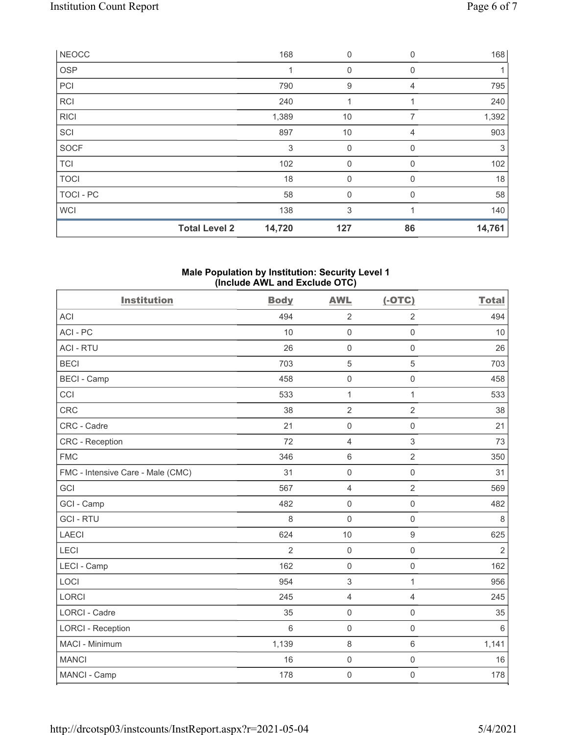| | | | | |
|---|---|---|---|---|
| NEOCC | 168 | 0 | 0 | 168 |
| OSP | 1 | 0 | 0 | 1 |
| PCI | 790 | 9 | 4 | 795 |
| RCI | 240 | 1 | 1 | 240 |
| RICI | 1,389 | 10 | 7 | 1,392 |
| SCI | 897 | 10 | 4 | 903 |
| SOCF | 3 | 0 | 0 | 3 |
| TCI | 102 | 0 | 0 | 102 |
| TOCI | 18 | 0 | 0 | 18 |
| TOCI - PC | 58 | 0 | 0 | 58 |
| WCI | 138 | 3 | 1 | 140 |
| **Total Level 2** | **14,720** | **127** | **86** | **14,761** |

### Male Population by Institution: Security Level 1 (Include AWL and Exclude OTC)

| Institution | Body | AWL | (-OTC) | Total |
|---|---|---|---|---|
| ACI | 494 | 2 | 2 | 494 |
| ACI - PC | 10 | 0 | 0 | 10 |
| ACI - RTU | 26 | 0 | 0 | 26 |
| BECI | 703 | 5 | 5 | 703 |
| BECI - Camp | 458 | 0 | 0 | 458 |
| CCI | 533 | 1 | 1 | 533 |
| CRC | 38 | 2 | 2 | 38 |
| CRC - Cadre | 21 | 0 | 0 | 21 |
| CRC - Reception | 72 | 4 | 3 | 73 |
| FMC | 346 | 6 | 2 | 350 |
| FMC - Intensive Care - Male (CMC) | 31 | 0 | 0 | 31 |
| GCI | 567 | 4 | 2 | 569 |
| GCI - Camp | 482 | 0 | 0 | 482 |
| GCI - RTU | 8 | 0 | 0 | 8 |
| LAECI | 624 | 10 | 9 | 625 |
| LECI | 2 | 0 | 0 | 2 |
| LECI - Camp | 162 | 0 | 0 | 162 |
| LOCI | 954 | 3 | 1 | 956 |
| LORCI | 245 | 4 | 4 | 245 |
| LORCI - Cadre | 35 | 0 | 0 | 35 |
| LORCI - Reception | 6 | 0 | 0 | 6 |
| MACI - Minimum | 1,139 | 8 | 6 | 1,141 |
| MANCI | 16 | 0 | 0 | 16 |
| MANCI - Camp | 178 | 0 | 0 | 178 |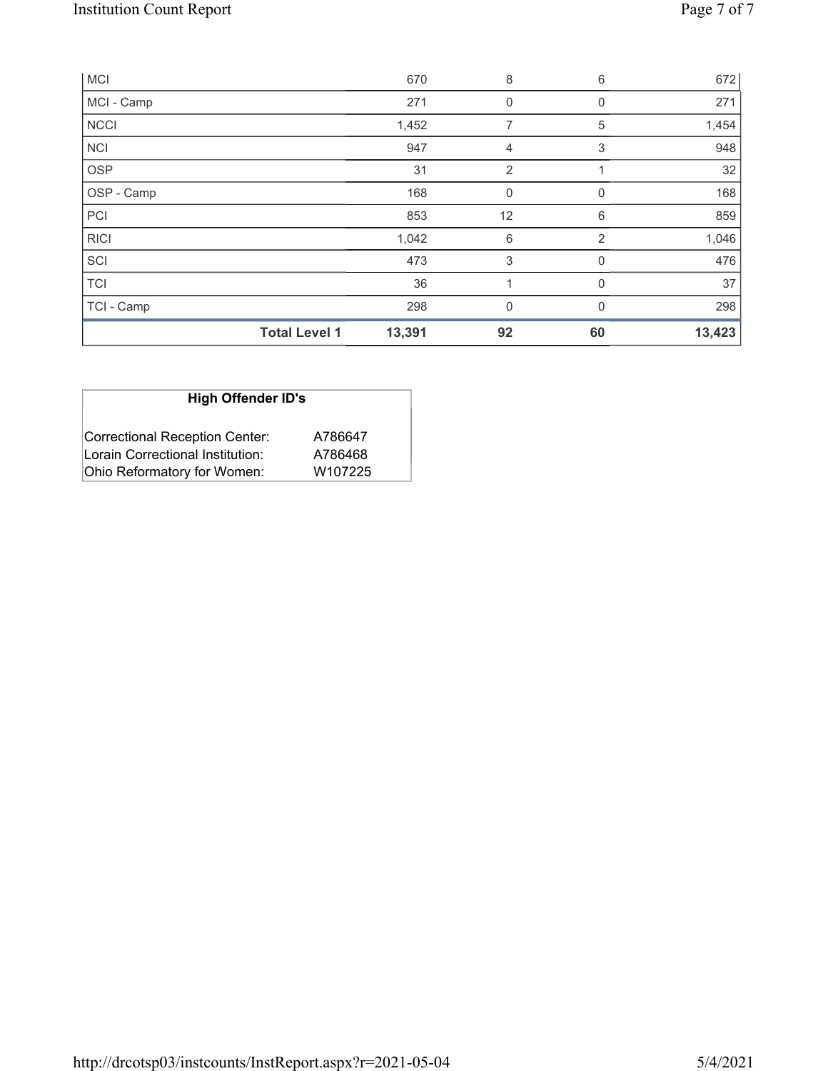| | | | | |
|---|---|---|---|---|
| MCI | 670 | 8 | 6 | 672 |
| MCI - Camp | 271 | 0 | 0 | 271 |
| NCCI | 1,452 | 7 | 5 | 1,454 |
| NCI | 947 | 4 | 3 | 948 |
| OSP | 31 | 2 | 1 | 32 |
| OSP - Camp | 168 | 0 | 0 | 168 |
| PCI | 853 | 12 | 6 | 859 |
| RICI | 1,042 | 6 | 2 | 1,046 |
| SCI | 473 | 3 | 0 | 476 |
| TCI | 36 | 1 | 0 | 37 |
| TCI - Camp | 298 | 0 | 0 | 298 |
| **Total Level 1** | **13,391** | **92** | **60** | **13,423** |

| High Offender ID's | |
|---|---|
| Correctional Reception Center: | A786647 |
| Lorain Correctional Institution: | A786468 |
| Ohio Reformatory for Women: | W107225 |